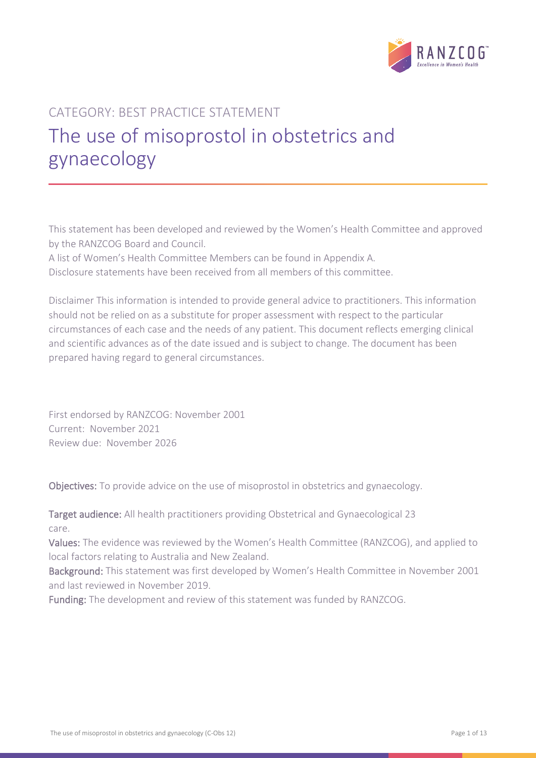CATEGORY: BEST PRACTICE STATEMENT

# The use of misoprostol in obstetrics and gynaecology

This statement has been developed and reviewed by the Women's Health Committee and approved by the RANZCOG Board and Council.

A list of Women's Health Committee Members can be found in Appendix A.

Disclosure statements have been received from all members of this committee.

Disclaimer This information is intended to provide general advice to practitioners. This information should not be relied on as a substitute for proper assessment with respect to the particular circumstances of each case and the needs of any patient. This document reflects emerging clinical and scientific advances as of the date issued and is subject to change. The document has been prepared having regard to general circumstances.

First endorsed by RANZCOG: November 2001

Current: November 2021

Review due: November 2026

**Objectives:** To provide advice on the use of misoprostol in obstetrics and gynaecology.

**Target audience:** All health practitioners providing Obstetrical and Gynaecological 23 care.

**Values:** The evidence was reviewed by the Women's Health Committee (RANZCOG), and applied to local factors relating to Australia and New Zealand.

**Background:** This statement was first developed by Women's Health Committee in November 2001 and last reviewed in November 2019.

**Funding:** The development and review of this statement was funded by RANZCOG.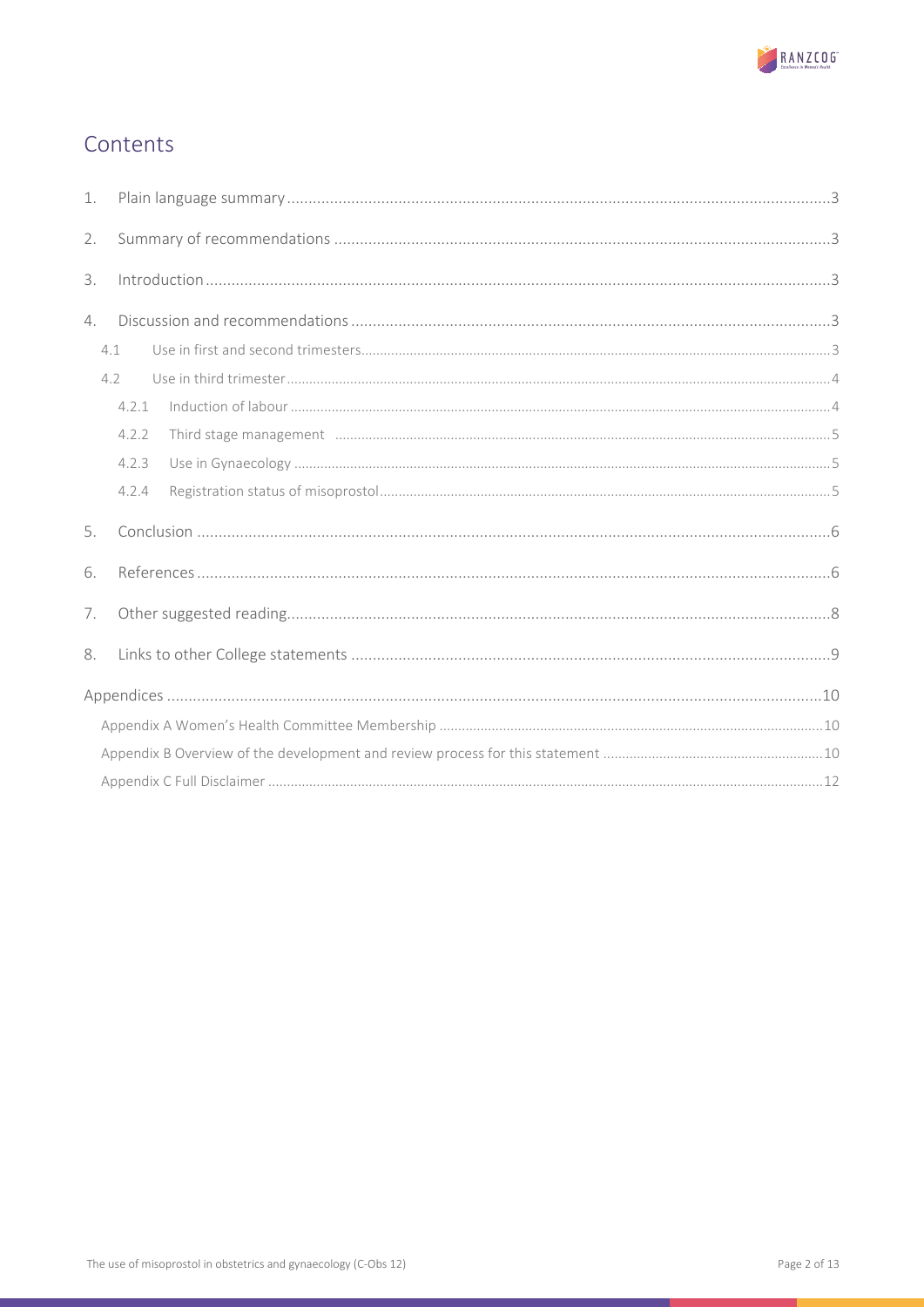## Contents

1. Plain language summary ....................................................................................................................3
2. Summary of recommendations ..........................................................................................................3
3. Introduction ........................................................................................................................................3
4. Discussion and recommendations .....................................................................................................3
   - 4.1 Use in first and second trimesters ..............................................................................................3
   - 4.2 Use in third trimester ..................................................................................................................4
     - 4.2.1 Induction of labour ...............................................................................................................4
     - 4.2.2 Third stage management ......................................................................................................5
     - 4.2.3 Use in Gynaecology ..............................................................................................................5
     - 4.2.4 Registration status of misoprostol ........................................................................................5
5. Conclusion ..........................................................................................................................................6
6. References ..........................................................................................................................................6
7. Other suggested reading .....................................................................................................................8
8. Links to other College statements ......................................................................................................9

Appendices .............................................................................................................................................10

- Appendix A Women's Health Committee Membership ......................................................................10
- Appendix B Overview of the development and review process for this statement ..........................10
- Appendix C Full Disclaimer ................................................................................................................12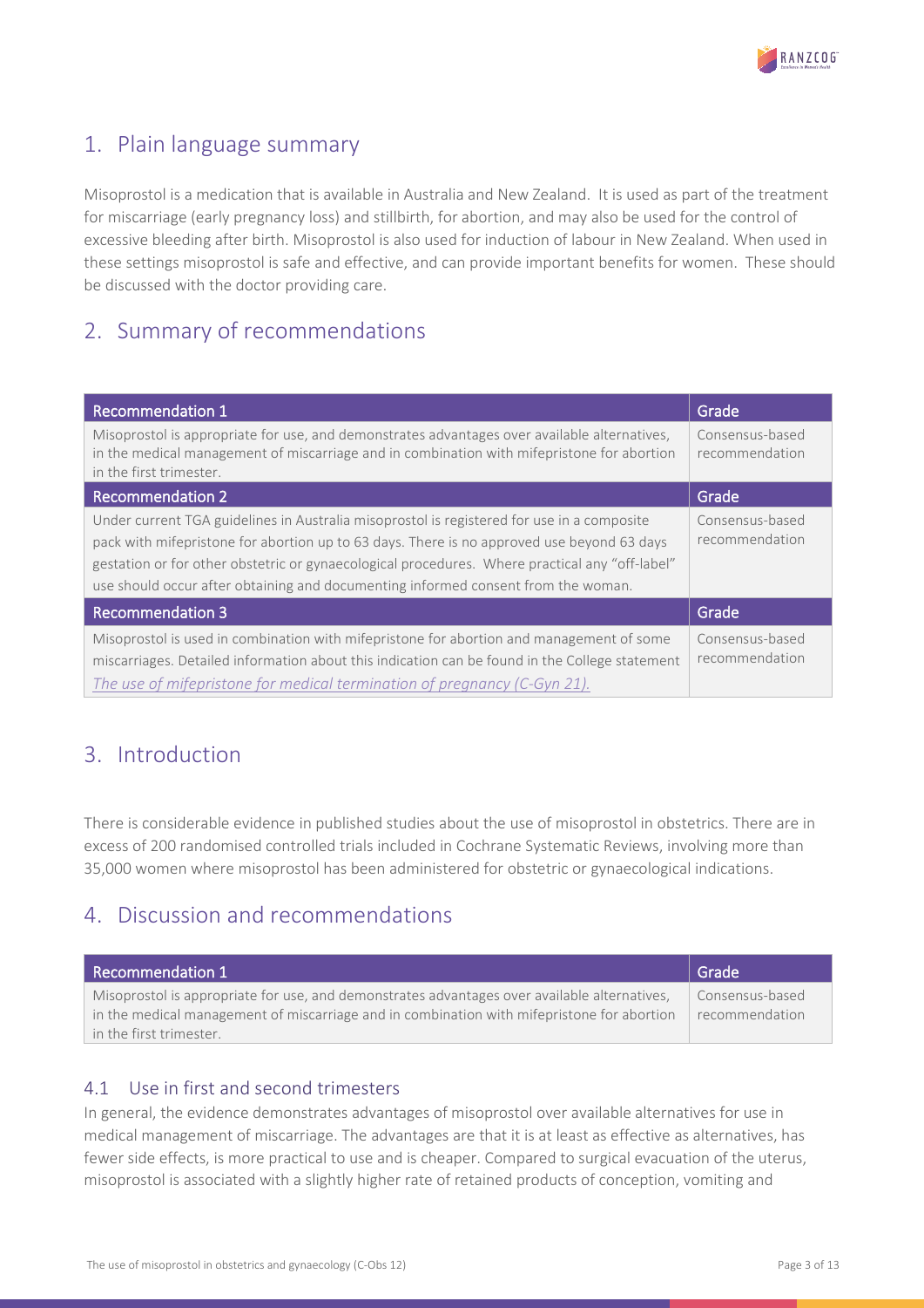## 1. Plain language summary

Misoprostol is a medication that is available in Australia and New Zealand. It is used as part of the treatment for miscarriage (early pregnancy loss) and stillbirth, for abortion, and may also be used for the control of excessive bleeding after birth. Misoprostol is also used for induction of labour in New Zealand. When used in these settings misoprostol is safe and effective, and can provide important benefits for women. These should be discussed with the doctor providing care.

## 2. Summary of recommendations

| Recommendation 1 | Grade |
|---|---|
| Misoprostol is appropriate for use, and demonstrates advantages over available alternatives, in the medical management of miscarriage and in combination with mifepristone for abortion in the first trimester. | Consensus-based recommendation |
| **Recommendation 2** | **Grade** |
| Under current TGA guidelines in Australia misoprostol is registered for use in a composite pack with mifepristone for abortion up to 63 days. There is no approved use beyond 63 days gestation or for other obstetric or gynaecological procedures. Where practical any "off-label" use should occur after obtaining and documenting informed consent from the woman. | Consensus-based recommendation |
| **Recommendation 3** | **Grade** |
| Misoprostol is used in combination with mifepristone for abortion and management of some miscarriages. Detailed information about this indication can be found in the College statement *The use of mifepristone for medical termination of pregnancy (C-Gyn 21).* | Consensus-based recommendation |

## 3. Introduction

There is considerable evidence in published studies about the use of misoprostol in obstetrics. There are in excess of 200 randomised controlled trials included in Cochrane Systematic Reviews, involving more than 35,000 women where misoprostol has been administered for obstetric or gynaecological indications.

## 4. Discussion and recommendations

| Recommendation 1 | Grade |
|---|---|
| Misoprostol is appropriate for use, and demonstrates advantages over available alternatives, in the medical management of miscarriage and in combination with mifepristone for abortion in the first trimester. | Consensus-based recommendation |

### 4.1 Use in first and second trimesters

In general, the evidence demonstrates advantages of misoprostol over available alternatives for use in medical management of miscarriage. The advantages are that it is at least as effective as alternatives, has fewer side effects, is more practical to use and is cheaper. Compared to surgical evacuation of the uterus, misoprostol is associated with a slightly higher rate of retained products of conception, vomiting and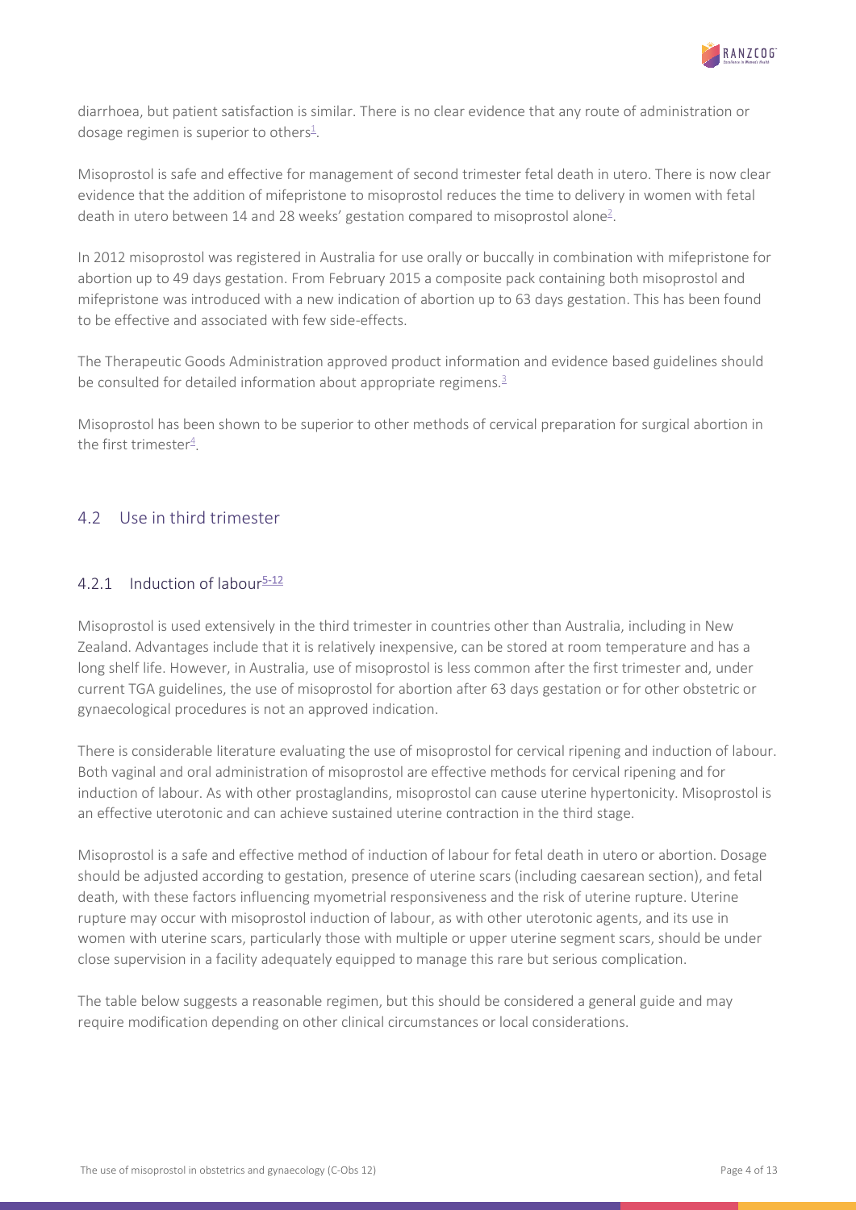diarrhoea, but patient satisfaction is similar. There is no clear evidence that any route of administration or dosage regimen is superior to others[1].

Misoprostol is safe and effective for management of second trimester fetal death in utero. There is now clear evidence that the addition of mifepristone to misoprostol reduces the time to delivery in women with fetal death in utero between 14 and 28 weeks' gestation compared to misoprostol alone[2].

In 2012 misoprostol was registered in Australia for use orally or buccally in combination with mifepristone for abortion up to 49 days gestation. From February 2015 a composite pack containing both misoprostol and mifepristone was introduced with a new indication of abortion up to 63 days gestation. This has been found to be effective and associated with few side-effects.

The Therapeutic Goods Administration approved product information and evidence based guidelines should be consulted for detailed information about appropriate regimens.[3]

Misoprostol has been shown to be superior to other methods of cervical preparation for surgical abortion in the first trimester[4].

## 4.2 Use in third trimester

### 4.2.1 Induction of labour[5-12]

Misoprostol is used extensively in the third trimester in countries other than Australia, including in New Zealand. Advantages include that it is relatively inexpensive, can be stored at room temperature and has a long shelf life. However, in Australia, use of misoprostol is less common after the first trimester and, under current TGA guidelines, the use of misoprostol for abortion after 63 days gestation or for other obstetric or gynaecological procedures is not an approved indication.

There is considerable literature evaluating the use of misoprostol for cervical ripening and induction of labour. Both vaginal and oral administration of misoprostol are effective methods for cervical ripening and for induction of labour. As with other prostaglandins, misoprostol can cause uterine hypertonicity. Misoprostol is an effective uterotonic and can achieve sustained uterine contraction in the third stage.

Misoprostol is a safe and effective method of induction of labour for fetal death in utero or abortion. Dosage should be adjusted according to gestation, presence of uterine scars (including caesarean section), and fetal death, with these factors influencing myometrial responsiveness and the risk of uterine rupture. Uterine rupture may occur with misoprostol induction of labour, as with other uterotonic agents, and its use in women with uterine scars, particularly those with multiple or upper uterine segment scars, should be under close supervision in a facility adequately equipped to manage this rare but serious complication.

The table below suggests a reasonable regimen, but this should be considered a general guide and may require modification depending on other clinical circumstances or local considerations.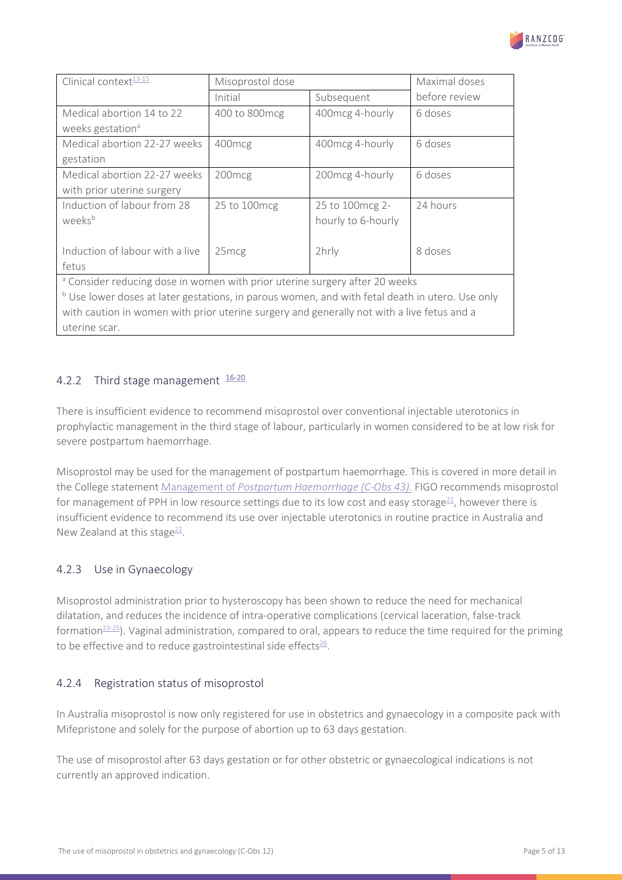| Clinical context[13-15] | Misoprostol dose | | Maximal doses before review |
|---|---|---|---|
| | Initial | Subsequent | |
| Medical abortion 14 to 22 weeks gestation[a] | 400 to 800mcg | 400mcg 4-hourly | 6 doses |
| Medical abortion 22-27 weeks gestation | 400mcg | 400mcg 4-hourly | 6 doses |
| Medical abortion 22-27 weeks with prior uterine surgery | 200mcg | 200mcg 4-hourly | 6 doses |
| Induction of labour from 28 weeks[b] | 25 to 100mcg | 25 to 100mcg 2-hourly to 6-hourly | 24 hours |
| Induction of labour with a live fetus | 25mcg | 2hrly | 8 doses |

[a] Consider reducing dose in women with prior uterine surgery after 20 weeks

[b] Use lower doses at later gestations, in parous women, and with fetal death in utero. Use only with caution in women with prior uterine surgery and generally not with a live fetus and a uterine scar.

### 4.2.2 Third stage management [16-20]

There is insufficient evidence to recommend misoprostol over conventional injectable uterotonics in prophylactic management in the third stage of labour, particularly in women considered to be at low risk for severe postpartum haemorrhage.

Misoprostol may be used for the management of postpartum haemorrhage. This is covered in more detail in the College statement Management of *Postpartum Haemorrhage (C-Obs 43)*. FIGO recommends misoprostol for management of PPH in low resource settings due to its low cost and easy storage[21], however there is insufficient evidence to recommend its use over injectable uterotonics in routine practice in Australia and New Zealand at this stage[22].

### 4.2.3 Use in Gynaecology

Misoprostol administration prior to hysteroscopy has been shown to reduce the need for mechanical dilatation, and reduces the incidence of intra-operative complications (cervical laceration, false-track formation[23-25]). Vaginal administration, compared to oral, appears to reduce the time required for the priming to be effective and to reduce gastrointestinal side effects[26].

### 4.2.4 Registration status of misoprostol

In Australia misoprostol is now only registered for use in obstetrics and gynaecology in a composite pack with Mifepristone and solely for the purpose of abortion up to 63 days gestation.

The use of misoprostol after 63 days gestation or for other obstetric or gynaecological indications is not currently an approved indication.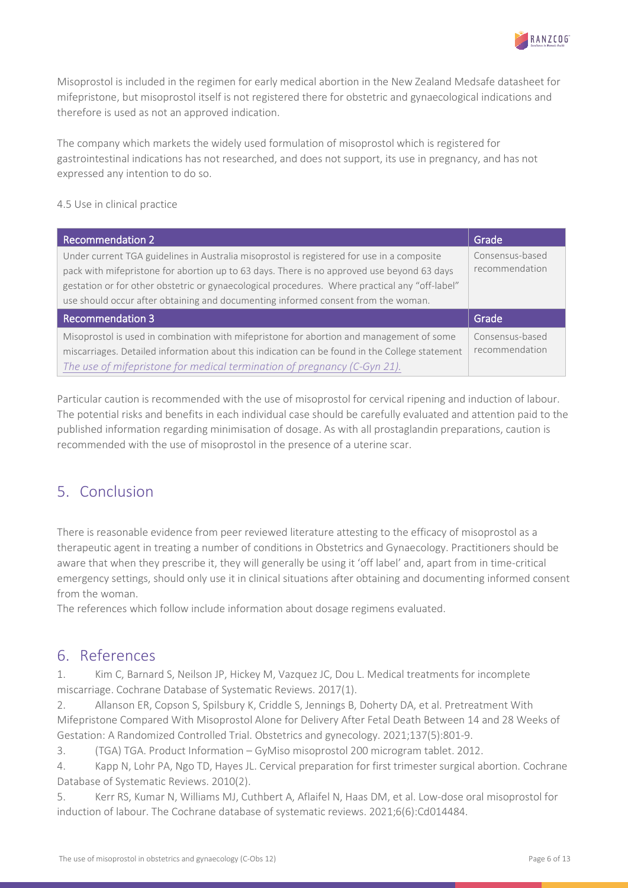Misoprostol is included in the regimen for early medical abortion in the New Zealand Medsafe datasheet for mifepristone, but misoprostol itself is not registered there for obstetric and gynaecological indications and therefore is used as not an approved indication.

The company which markets the widely used formulation of misoprostol which is registered for gastrointestinal indications has not researched, and does not support, its use in pregnancy, and has not expressed any intention to do so.

4.5 Use in clinical practice

| Recommendation 2 | Grade |
| --- | --- |
| Under current TGA guidelines in Australia misoprostol is registered for use in a composite pack with mifepristone for abortion up to 63 days. There is no approved use beyond 63 days gestation or for other obstetric or gynaecological procedures. Where practical any "off-label" use should occur after obtaining and documenting informed consent from the woman. | Consensus-based recommendation |
| **Recommendation 3** | **Grade** |
| Misoprostol is used in combination with mifepristone for abortion and management of some miscarriages. Detailed information about this indication can be found in the College statement *The use of mifepristone for medical termination of pregnancy (C-Gyn 21).* | Consensus-based recommendation |

Particular caution is recommended with the use of misoprostol for cervical ripening and induction of labour. The potential risks and benefits in each individual case should be carefully evaluated and attention paid to the published information regarding minimisation of dosage. As with all prostaglandin preparations, caution is recommended with the use of misoprostol in the presence of a uterine scar.

## 5. Conclusion

There is reasonable evidence from peer reviewed literature attesting to the efficacy of misoprostol as a therapeutic agent in treating a number of conditions in Obstetrics and Gynaecology. Practitioners should be aware that when they prescribe it, they will generally be using it 'off label' and, apart from in time-critical emergency settings, should only use it in clinical situations after obtaining and documenting informed consent from the woman.

The references which follow include information about dosage regimens evaluated.

## 6. References

1. Kim C, Barnard S, Neilson JP, Hickey M, Vazquez JC, Dou L. Medical treatments for incomplete miscarriage. Cochrane Database of Systematic Reviews. 2017(1).
2. Allanson ER, Copson S, Spilsbury K, Criddle S, Jennings B, Doherty DA, et al. Pretreatment With Mifepristone Compared With Misoprostol Alone for Delivery After Fetal Death Between 14 and 28 Weeks of Gestation: A Randomized Controlled Trial. Obstetrics and gynecology. 2021;137(5):801-9.
3. (TGA) TGA. Product Information – GyMiso misoprostol 200 microgram tablet. 2012.
4. Kapp N, Lohr PA, Ngo TD, Hayes JL. Cervical preparation for first trimester surgical abortion. Cochrane Database of Systematic Reviews. 2010(2).
5. Kerr RS, Kumar N, Williams MJ, Cuthbert A, Aflaifel N, Haas DM, et al. Low-dose oral misoprostol for induction of labour. The Cochrane database of systematic reviews. 2021;6(6):Cd014484.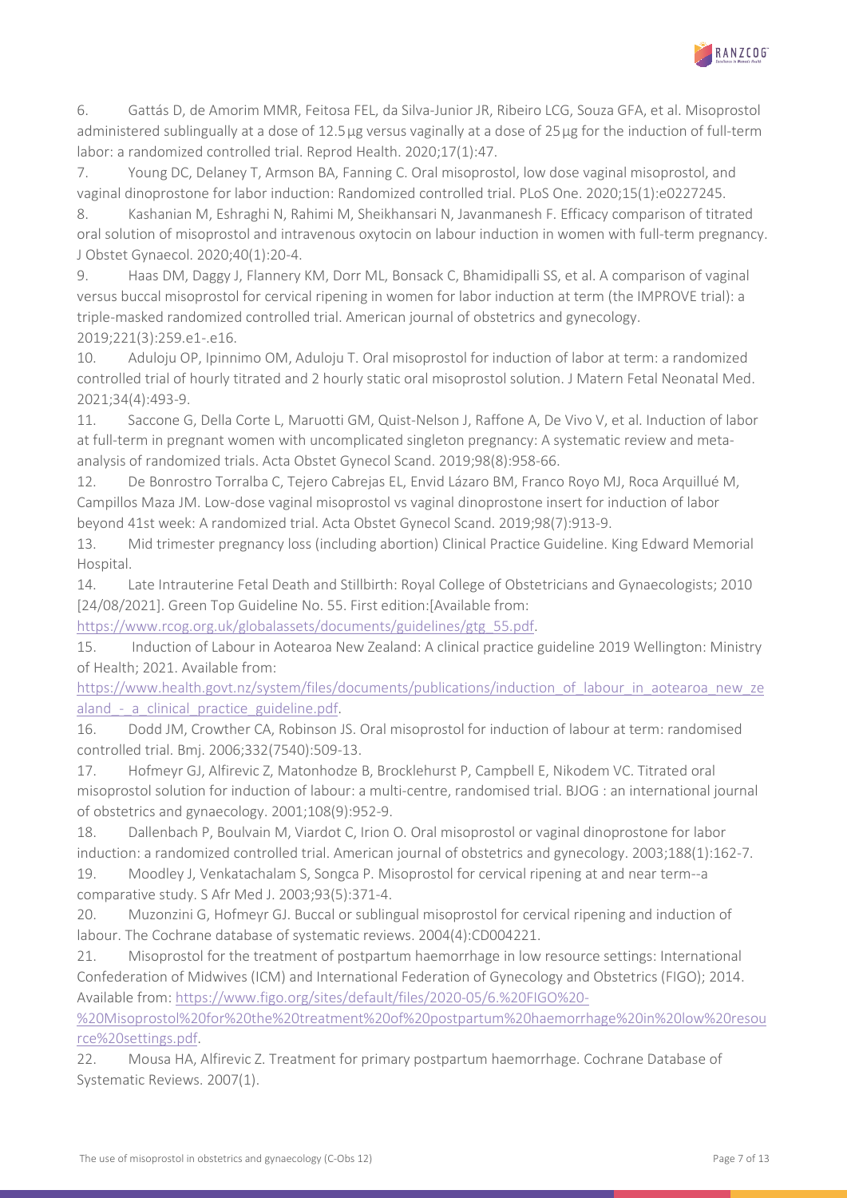6. Gattás D, de Amorim MMR, Feitosa FEL, da Silva-Junior JR, Ribeiro LCG, Souza GFA, et al. Misoprostol administered sublingually at a dose of 12.5 µg versus vaginally at a dose of 25 µg for the induction of full-term labor: a randomized controlled trial. Reprod Health. 2020;17(1):47.

7. Young DC, Delaney T, Armson BA, Fanning C. Oral misoprostol, low dose vaginal misoprostol, and vaginal dinoprostone for labor induction: Randomized controlled trial. PLoS One. 2020;15(1):e0227245.

8. Kashanian M, Eshraghi N, Rahimi M, Sheikhansari N, Javanmanesh F. Efficacy comparison of titrated oral solution of misoprostol and intravenous oxytocin on labour induction in women with full-term pregnancy. J Obstet Gynaecol. 2020;40(1):20-4.

9. Haas DM, Daggy J, Flannery KM, Dorr ML, Bonsack C, Bhamidipalli SS, et al. A comparison of vaginal versus buccal misoprostol for cervical ripening in women for labor induction at term (the IMPROVE trial): a triple-masked randomized controlled trial. American journal of obstetrics and gynecology. 2019;221(3):259.e1-.e16.

10. Aduloju OP, Ipinnimo OM, Aduloju T. Oral misoprostol for induction of labor at term: a randomized controlled trial of hourly titrated and 2 hourly static oral misoprostol solution. J Matern Fetal Neonatal Med. 2021;34(4):493-9.

11. Saccone G, Della Corte L, Maruotti GM, Quist-Nelson J, Raffone A, De Vivo V, et al. Induction of labor at full-term in pregnant women with uncomplicated singleton pregnancy: A systematic review and meta-analysis of randomized trials. Acta Obstet Gynecol Scand. 2019;98(8):958-66.

12. De Bonrostro Torralba C, Tejero Cabrejas EL, Envid Lázaro BM, Franco Royo MJ, Roca Arquillué M, Campillos Maza JM. Low-dose vaginal misoprostol vs vaginal dinoprostone insert for induction of labor beyond 41st week: A randomized trial. Acta Obstet Gynecol Scand. 2019;98(7):913-9.

13. Mid trimester pregnancy loss (including abortion) Clinical Practice Guideline. King Edward Memorial Hospital.

14. Late Intrauterine Fetal Death and Stillbirth: Royal College of Obstetricians and Gynaecologists; 2010 [24/08/2021]. Green Top Guideline No. 55. First edition:[Available from: https://www.rcog.org.uk/globalassets/documents/guidelines/gtg_55.pdf.

15. Induction of Labour in Aotearoa New Zealand: A clinical practice guideline 2019 Wellington: Ministry of Health; 2021. Available from: https://www.health.govt.nz/system/files/documents/publications/induction_of_labour_in_aotearoa_new_zealand_-_a_clinical_practice_guideline.pdf.

16. Dodd JM, Crowther CA, Robinson JS. Oral misoprostol for induction of labour at term: randomised controlled trial. Bmj. 2006;332(7540):509-13.

17. Hofmeyr GJ, Alfirevic Z, Matonhodze B, Brocklehurst P, Campbell E, Nikodem VC. Titrated oral misoprostol solution for induction of labour: a multi-centre, randomised trial. BJOG : an international journal of obstetrics and gynaecology. 2001;108(9):952-9.

18. Dallenbach P, Boulvain M, Viardot C, Irion O. Oral misoprostol or vaginal dinoprostone for labor induction: a randomized controlled trial. American journal of obstetrics and gynecology. 2003;188(1):162-7.

19. Moodley J, Venkatachalam S, Songca P. Misoprostol for cervical ripening at and near term--a comparative study. S Afr Med J. 2003;93(5):371-4.

20. Muzonzini G, Hofmeyr GJ. Buccal or sublingual misoprostol for cervical ripening and induction of labour. The Cochrane database of systematic reviews. 2004(4):CD004221.

21. Misoprostol for the treatment of postpartum haemorrhage in low resource settings: International Confederation of Midwives (ICM) and International Federation of Gynecology and Obstetrics (FIGO); 2014. Available from: https://www.figo.org/sites/default/files/2020-05/6.%20FIGO%20-%20Misoprostol%20for%20the%20treatment%20of%20postpartum%20haemorrhage%20in%20low%20resource%20settings.pdf.

22. Mousa HA, Alfirevic Z. Treatment for primary postpartum haemorrhage. Cochrane Database of Systematic Reviews. 2007(1).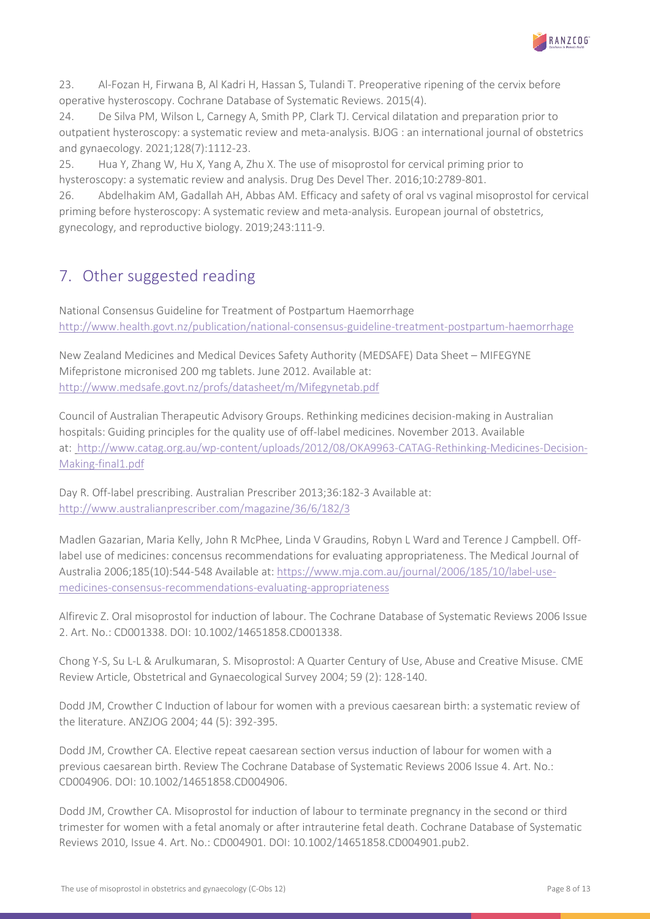23. Al-Fozan H, Firwana B, Al Kadri H, Hassan S, Tulandi T. Preoperative ripening of the cervix before operative hysteroscopy. Cochrane Database of Systematic Reviews. 2015(4).

24. De Silva PM, Wilson L, Carnegy A, Smith PP, Clark TJ. Cervical dilatation and preparation prior to outpatient hysteroscopy: a systematic review and meta-analysis. BJOG : an international journal of obstetrics and gynaecology. 2021;128(7):1112-23.

25. Hua Y, Zhang W, Hu X, Yang A, Zhu X. The use of misoprostol for cervical priming prior to hysteroscopy: a systematic review and analysis. Drug Des Devel Ther. 2016;10:2789-801.

26. Abdelhakim AM, Gadallah AH, Abbas AM. Efficacy and safety of oral vs vaginal misoprostol for cervical priming before hysteroscopy: A systematic review and meta-analysis. European journal of obstetrics, gynecology, and reproductive biology. 2019;243:111-9.

## 7. Other suggested reading

National Consensus Guideline for Treatment of Postpartum Haemorrhage http://www.health.govt.nz/publication/national-consensus-guideline-treatment-postpartum-haemorrhage

New Zealand Medicines and Medical Devices Safety Authority (MEDSAFE) Data Sheet – MIFEGYNE Mifepristone micronised 200 mg tablets. June 2012. Available at: http://www.medsafe.govt.nz/profs/datasheet/m/Mifegynetab.pdf

Council of Australian Therapeutic Advisory Groups. Rethinking medicines decision-making in Australian hospitals: Guiding principles for the quality use of off-label medicines. November 2013. Available at: http://www.catag.org.au/wp-content/uploads/2012/08/OKA9963-CATAG-Rethinking-Medicines-Decision-Making-final1.pdf

Day R. Off-label prescribing. Australian Prescriber 2013;36:182-3 Available at: http://www.australianprescriber.com/magazine/36/6/182/3

Madlen Gazarian, Maria Kelly, John R McPhee, Linda V Graudins, Robyn L Ward and Terence J Campbell. Off-label use of medicines: concensus recommendations for evaluating appropriateness. The Medical Journal of Australia 2006;185(10):544-548 Available at: https://www.mja.com.au/journal/2006/185/10/label-use-medicines-consensus-recommendations-evaluating-appropriateness

Alfirevic Z. Oral misoprostol for induction of labour. The Cochrane Database of Systematic Reviews 2006 Issue 2. Art. No.: CD001338. DOI: 10.1002/14651858.CD001338.

Chong Y-S, Su L-L & Arulkumaran, S. Misoprostol: A Quarter Century of Use, Abuse and Creative Misuse. CME Review Article, Obstetrical and Gynaecological Survey 2004; 59 (2): 128-140.

Dodd JM, Crowther C Induction of labour for women with a previous caesarean birth: a systematic review of the literature. ANZJOG 2004; 44 (5): 392-395.

Dodd JM, Crowther CA. Elective repeat caesarean section versus induction of labour for women with a previous caesarean birth. Review The Cochrane Database of Systematic Reviews 2006 Issue 4. Art. No.: CD004906. DOI: 10.1002/14651858.CD004906.

Dodd JM, Crowther CA. Misoprostol for induction of labour to terminate pregnancy in the second or third trimester for women with a fetal anomaly or after intrauterine fetal death. Cochrane Database of Systematic Reviews 2010, Issue 4. Art. No.: CD004901. DOI: 10.1002/14651858.CD004901.pub2.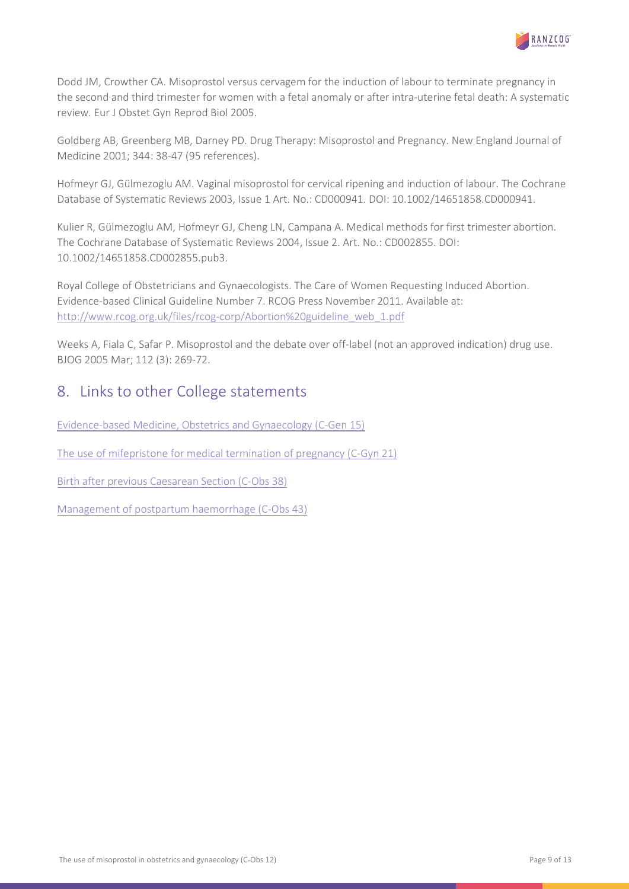Dodd JM, Crowther CA. Misoprostol versus cervagem for the induction of labour to terminate pregnancy in the second and third trimester for women with a fetal anomaly or after intra-uterine fetal death: A systematic review. Eur J Obstet Gyn Reprod Biol 2005.

Goldberg AB, Greenberg MB, Darney PD. Drug Therapy: Misoprostol and Pregnancy. New England Journal of Medicine 2001; 344: 38-47 (95 references).

Hofmeyr GJ, Gülmezoglu AM. Vaginal misoprostol for cervical ripening and induction of labour. The Cochrane Database of Systematic Reviews 2003, Issue 1 Art. No.: CD000941. DOI: 10.1002/14651858.CD000941.

Kulier R, Gülmezoglu AM, Hofmeyr GJ, Cheng LN, Campana A. Medical methods for first trimester abortion. The Cochrane Database of Systematic Reviews 2004, Issue 2. Art. No.: CD002855. DOI: 10.1002/14651858.CD002855.pub3.

Royal College of Obstetricians and Gynaecologists. The Care of Women Requesting Induced Abortion. Evidence-based Clinical Guideline Number 7. RCOG Press November 2011. Available at: [http://www.rcog.org.uk/files/rcog-corp/Abortion%20guideline_web_1.pdf](http://www.rcog.org.uk/files/rcog-corp/Abortion%20guideline_web_1.pdf)

Weeks A, Fiala C, Safar P. Misoprostol and the debate over off-label (not an approved indication) drug use. BJOG 2005 Mar; 112 (3): 269-72.

## 8. Links to other College statements

Evidence-based Medicine, Obstetrics and Gynaecology (C-Gen 15)

The use of mifepristone for medical termination of pregnancy (C-Gyn 21)

Birth after previous Caesarean Section (C-Obs 38)

Management of postpartum haemorrhage (C-Obs 43)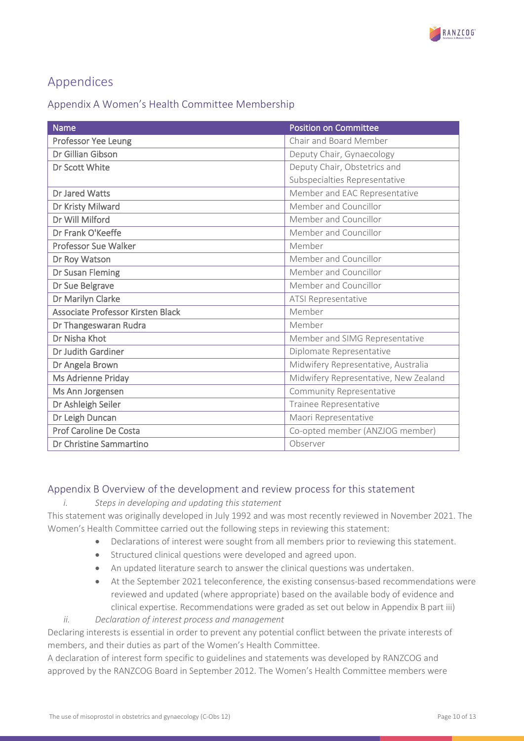# Appendices

## Appendix A Women's Health Committee Membership

| Name | Position on Committee |
|---|---|
| Professor Yee Leung | Chair and Board Member |
| Dr Gillian Gibson | Deputy Chair, Gynaecology |
| Dr Scott White | Deputy Chair, Obstetrics and Subspecialties Representative |
| Dr Jared Watts | Member and EAC Representative |
| Dr Kristy Milward | Member and Councillor |
| Dr Will Milford | Member and Councillor |
| Dr Frank O'Keeffe | Member and Councillor |
| Professor Sue Walker | Member |
| Dr Roy Watson | Member and Councillor |
| Dr Susan Fleming | Member and Councillor |
| Dr Sue Belgrave | Member and Councillor |
| Dr Marilyn Clarke | ATSI Representative |
| Associate Professor Kirsten Black | Member |
| Dr Thangeswaran Rudra | Member |
| Dr Nisha Khot | Member and SIMG Representative |
| Dr Judith Gardiner | Diplomate Representative |
| Dr Angela Brown | Midwifery Representative, Australia |
| Ms Adrienne Priday | Midwifery Representative, New Zealand |
| Ms Ann Jorgensen | Community Representative |
| Dr Ashleigh Seiler | Trainee Representative |
| Dr Leigh Duncan | Maori Representative |
| Prof Caroline De Costa | Co-opted member (ANZJOG member) |
| Dr Christine Sammartino | Observer |

## Appendix B Overview of the development and review process for this statement

*i. Steps in developing and updating this statement*

This statement was originally developed in July 1992 and was most recently reviewed in November 2021. The Women's Health Committee carried out the following steps in reviewing this statement:

- Declarations of interest were sought from all members prior to reviewing this statement.
- Structured clinical questions were developed and agreed upon.
- An updated literature search to answer the clinical questions was undertaken.
- At the September 2021 teleconference, the existing consensus-based recommendations were reviewed and updated (where appropriate) based on the available body of evidence and clinical expertise. Recommendations were graded as set out below in Appendix B part iii)

*ii. Declaration of interest process and management*

Declaring interests is essential in order to prevent any potential conflict between the private interests of members, and their duties as part of the Women's Health Committee.

A declaration of interest form specific to guidelines and statements was developed by RANZCOG and approved by the RANZCOG Board in September 2012. The Women's Health Committee members were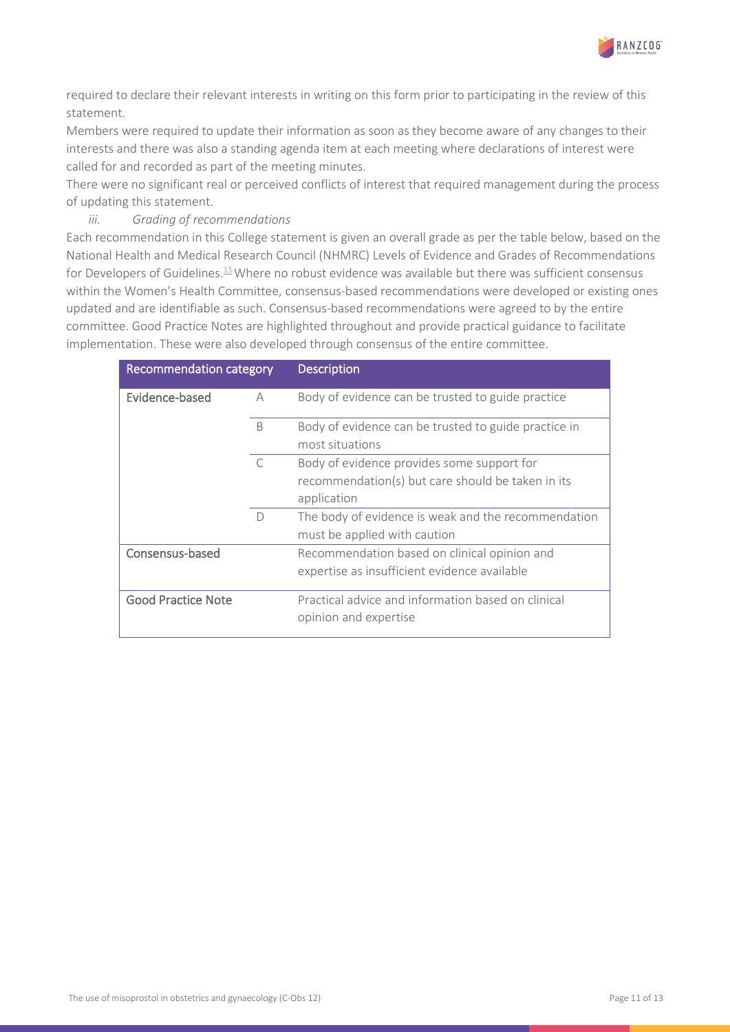required to declare their relevant interests in writing on this form prior to participating in the review of this statement.

Members were required to update their information as soon as they become aware of any changes to their interests and there was also a standing agenda item at each meeting where declarations of interest were called for and recorded as part of the meeting minutes.

There were no significant real or perceived conflicts of interest that required management during the process of updating this statement.

*iii. Grading of recommendations*

Each recommendation in this College statement is given an overall grade as per the table below, based on the National Health and Medical Research Council (NHMRC) Levels of Evidence and Grades of Recommendations for Developers of Guidelines.[13] Where no robust evidence was available but there was sufficient consensus within the Women's Health Committee, consensus-based recommendations were developed or existing ones updated and are identifiable as such. Consensus-based recommendations were agreed to by the entire committee. Good Practice Notes are highlighted throughout and provide practical guidance to facilitate implementation. These were also developed through consensus of the entire committee.

| Recommendation category | | Description |
|---|---|---|
| Evidence-based | A | Body of evidence can be trusted to guide practice |
| | B | Body of evidence can be trusted to guide practice in most situations |
| | C | Body of evidence provides some support for recommendation(s) but care should be taken in its application |
| | D | The body of evidence is weak and the recommendation must be applied with caution |
| Consensus-based | | Recommendation based on clinical opinion and expertise as insufficient evidence available |
| Good Practice Note | | Practical advice and information based on clinical opinion and expertise |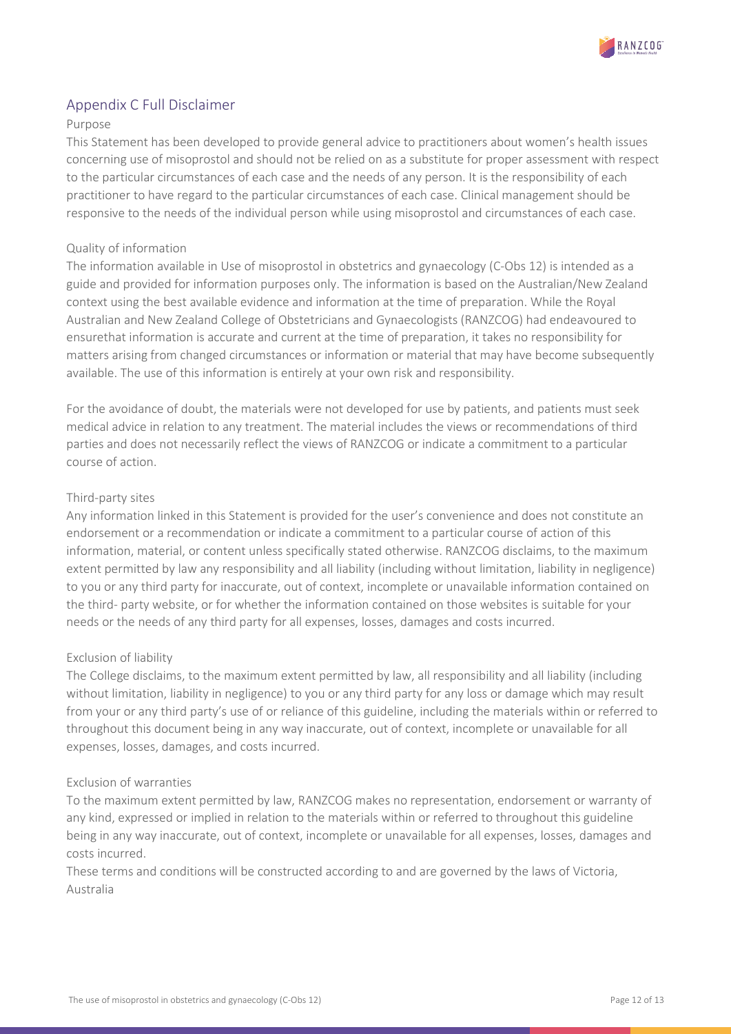## Appendix C Full Disclaimer

### Purpose

This Statement has been developed to provide general advice to practitioners about women's health issues concerning use of misoprostol and should not be relied on as a substitute for proper assessment with respect to the particular circumstances of each case and the needs of any person. It is the responsibility of each practitioner to have regard to the particular circumstances of each case. Clinical management should be responsive to the needs of the individual person while using misoprostol and circumstances of each case.

### Quality of information

The information available in Use of misoprostol in obstetrics and gynaecology (C-Obs 12) is intended as a guide and provided for information purposes only. The information is based on the Australian/New Zealand context using the best available evidence and information at the time of preparation. While the Royal Australian and New Zealand College of Obstetricians and Gynaecologists (RANZCOG) had endeavoured to ensurethat information is accurate and current at the time of preparation, it takes no responsibility for matters arising from changed circumstances or information or material that may have become subsequently available. The use of this information is entirely at your own risk and responsibility.

For the avoidance of doubt, the materials were not developed for use by patients, and patients must seek medical advice in relation to any treatment. The material includes the views or recommendations of third parties and does not necessarily reflect the views of RANZCOG or indicate a commitment to a particular course of action.

### Third-party sites

Any information linked in this Statement is provided for the user's convenience and does not constitute an endorsement or a recommendation or indicate a commitment to a particular course of action of this information, material, or content unless specifically stated otherwise. RANZCOG disclaims, to the maximum extent permitted by law any responsibility and all liability (including without limitation, liability in negligence) to you or any third party for inaccurate, out of context, incomplete or unavailable information contained on the third- party website, or for whether the information contained on those websites is suitable for your needs or the needs of any third party for all expenses, losses, damages and costs incurred.

### Exclusion of liability

The College disclaims, to the maximum extent permitted by law, all responsibility and all liability (including without limitation, liability in negligence) to you or any third party for any loss or damage which may result from your or any third party's use of or reliance of this guideline, including the materials within or referred to throughout this document being in any way inaccurate, out of context, incomplete or unavailable for all expenses, losses, damages, and costs incurred.

### Exclusion of warranties

To the maximum extent permitted by law, RANZCOG makes no representation, endorsement or warranty of any kind, expressed or implied in relation to the materials within or referred to throughout this guideline being in any way inaccurate, out of context, incomplete or unavailable for all expenses, losses, damages and costs incurred.

These terms and conditions will be constructed according to and are governed by the laws of Victoria, Australia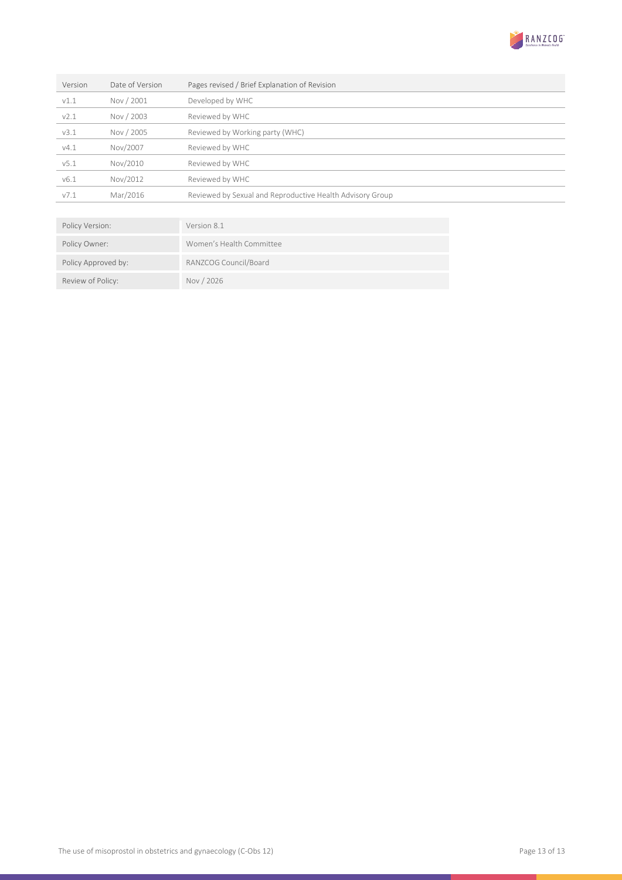| Version | Date of Version | Pages revised / Brief Explanation of Revision |
|---|---|---|
| v1.1 | Nov / 2001 | Developed by WHC |
| v2.1 | Nov / 2003 | Reviewed by WHC |
| v3.1 | Nov / 2005 | Reviewed by Working party (WHC) |
| v4.1 | Nov/2007 | Reviewed by WHC |
| v5.1 | Nov/2010 | Reviewed by WHC |
| v6.1 | Nov/2012 | Reviewed by WHC |
| v7.1 | Mar/2016 | Reviewed by Sexual and Reproductive Health Advisory Group |

| | |
|---|---|
| Policy Version: | Version 8.1 |
| Policy Owner: | Women's Health Committee |
| Policy Approved by: | RANZCOG Council/Board |
| Review of Policy: | Nov / 2026 |